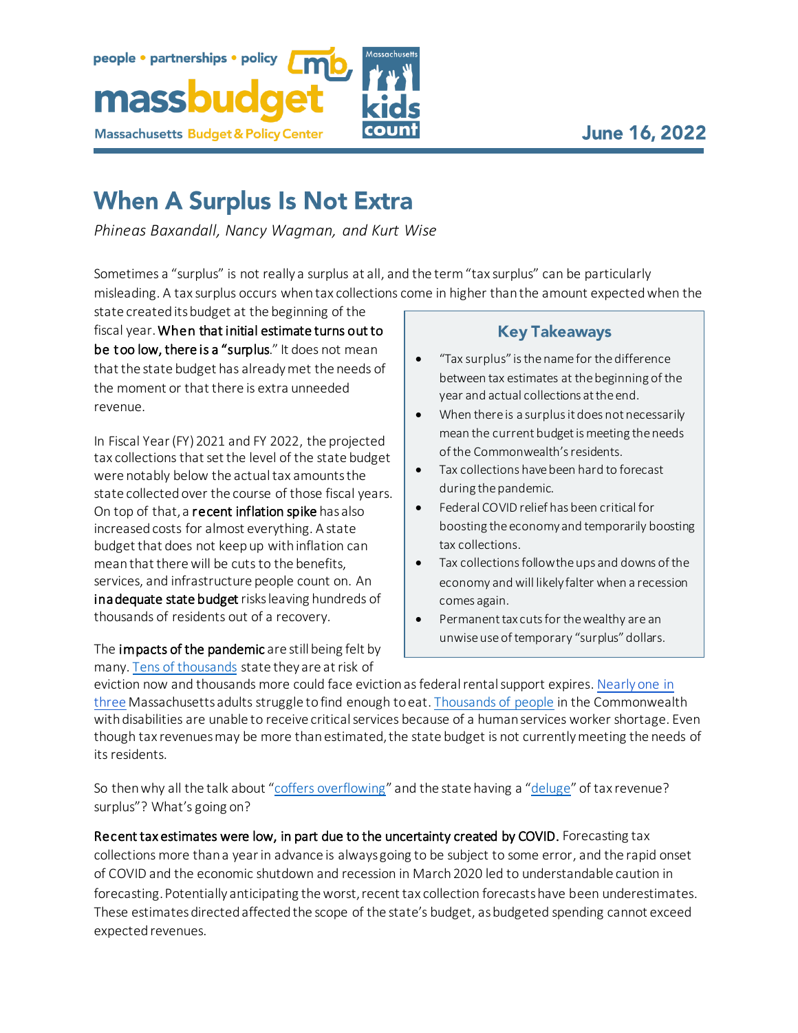massbudget
Massachusetts Budget & Policy Center

people • partnerships • policy

Massachusetts kids count

June 16, 2022

# When A Surplus Is Not Extra

*Phineas Baxandall, Nancy Wagman, and Kurt Wise*

Sometimes a "surplus" is not really a surplus at all, and the term "tax surplus" can be particularly misleading. A tax surplus occurs when tax collections come in higher than the amount expected when the state created its budget at the beginning of the fiscal year. **When that initial estimate turns out to be too low, there is a "surplus."** It does not mean that the state budget has already met the needs of the moment or that there is extra unneeded revenue.

In Fiscal Year (FY) 2021 and FY 2022, the projected tax collections that set the level of the state budget were notably below the actual tax amounts the state collected over the course of those fiscal years. On top of that, a **recent inflation spike** has also increased costs for almost everything. A state budget that does not keep up with inflation can mean that there will be cuts to the benefits, services, and infrastructure people count on. An **inadequate state budget** risks leaving hundreds of thousands of residents out of a recovery.

> ### Key Takeaways
>
> - "Tax surplus" is the name for the difference between tax estimates at the beginning of the year and actual collections at the end.
> - When there is a surplus it does not necessarily mean the current budget is meeting the needs of the Commonwealth's residents.
> - Tax collections have been hard to forecast during the pandemic.
> - Federal COVID relief has been critical for boosting the economy and temporarily boosting tax collections.
> - Tax collections follow the ups and downs of the economy and will likely falter when a recession comes again.
> - Permanent tax cuts for the wealthy are an unwise use of temporary "surplus" dollars.

The **impacts of the pandemic** are still being felt by many. Tens of thousands state they are at risk of eviction now and thousands more could face eviction as federal rental support expires. Nearly one in three Massachusetts adults struggle to find enough to eat. Thousands of people in the Commonwealth with disabilities are unable to receive critical services because of a human services worker shortage. Even though tax revenues may be more than estimated, the state budget is not currently meeting the needs of its residents.

So then why all the talk about "coffers overflowing" and the state having a "deluge" of tax revenue? surplus"? What's going on?

**Recent tax estimates were low, in part due to the uncertainty created by COVID.** Forecasting tax collections more than a year in advance is always going to be subject to some error, and the rapid onset of COVID and the economic shutdown and recession in March 2020 led to understandable caution in forecasting. Potentially anticipating the worst, recent tax collection forecasts have been underestimates. These estimates directed affected the scope of the state's budget, as budgeted spending cannot exceed expected revenues.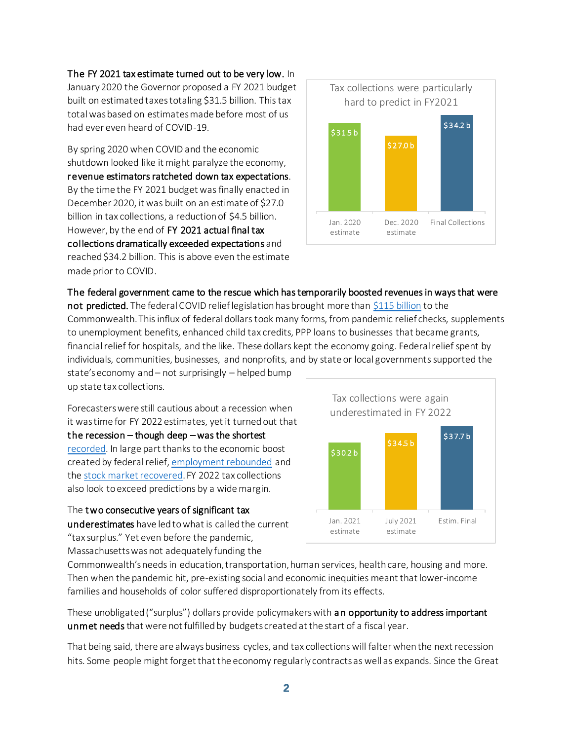**The FY 2021 tax estimate turned out to be very low.** In January 2020 the Governor proposed a FY 2021 budget built on estimated taxes totaling $31.5 billion. This tax total was based on estimates made before most of us had ever even heard of COVID-19.

By spring 2020 when COVID and the economic shutdown looked like it might paralyze the economy, **revenue estimators ratcheted down tax expectations**. By the time the FY 2021 budget was finally enacted in December 2020, it was built on an estimate of $27.0 billion in tax collections, a reduction of $4.5 billion. However, by the end of **FY 2021 actual final tax collections dramatically exceeded expectations** and reached $34.2 billion. This is above even the estimate made prior to COVID.

Tax collections were particularly hard to predict in FY2021

| | Jan. 2020 estimate | Dec. 2020 estimate | Final Collections |
|---|---|---|---|
| Tax collections | $31.5 b | $27.0 b | $34.2 b |

**The federal government came to the rescue which has temporarily boosted revenues in ways that were not predicted.** The federal COVID relief legislation has brought more than [$115 billion](#) to the Commonwealth. This influx of federal dollars took many forms, from pandemic relief checks, supplements to unemployment benefits, enhanced child tax credits, PPP loans to businesses that became grants, financial relief for hospitals, and the like. These dollars kept the economy going. Federal relief spent by individuals, communities, businesses, and nonprofits, and by state or local governments supported the state's economy and – not surprisingly – helped bump up state tax collections.

Forecasters were still cautious about a recession when it was time for FY 2022 estimates, yet it turned out that **the recession – though deep – was the shortest** [recorded](#). In large part thanks to the economic boost created by federal relief, [employment rebounded](#) and the [stock market recovered](#). FY 2022 tax collections also look to exceed predictions by a wide margin.

The **two consecutive years of significant tax underestimates** have led to what is called the current "tax surplus." Yet even before the pandemic, Massachusetts was not adequately funding the Commonwealth's needs in education, transportation, human services, health care, housing and more. Then when the pandemic hit, pre-existing social and economic inequities meant that lower-income families and households of color suffered disproportionately from its effects.

Tax collections were again underestimated in FY 2022

| | Jan. 2021 estimate | July 2021 estimate | Estim. Final |
|---|---|---|---|
| Tax collections | $30.2 b | $34.5 b | $37.7 b |

These unobligated ("surplus") dollars provide policymakers with **an opportunity to address important unmet needs** that were not fulfilled by budgets created at the start of a fiscal year.

That being said, there are always business cycles, and tax collections will falter when the next recession hits. Some people might forget that the economy regularly contracts as well as expands. Since the Great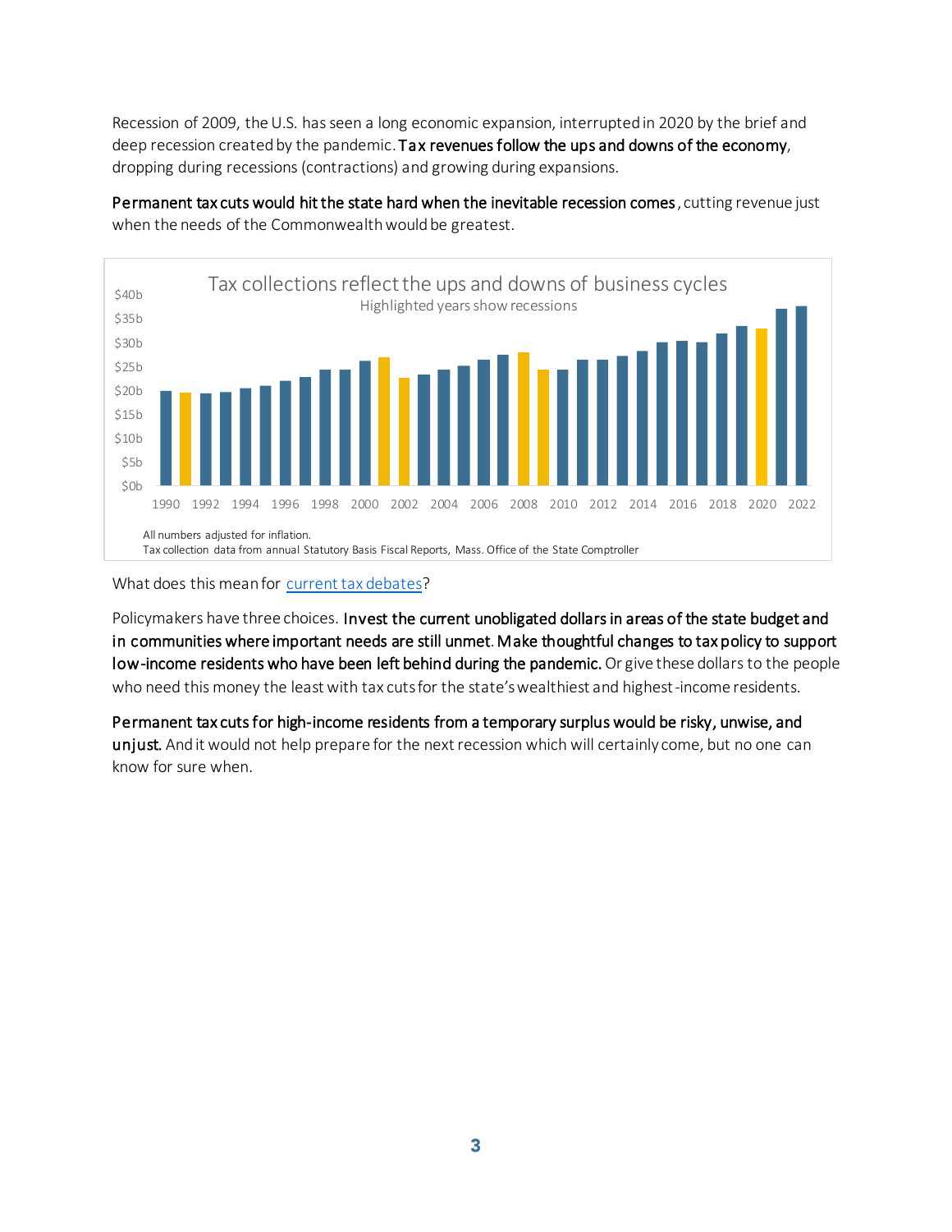Recession of 2009, the U.S. has seen a long economic expansion, interrupted in 2020 by the brief and deep recession created by the pandemic. **Tax revenues follow the ups and downs of the economy**, dropping during recessions (contractions) and growing during expansions.

**Permanent tax cuts would hit the state hard when the inevitable recession comes**, cutting revenue just when the needs of the Commonwealth would be greatest.

Tax collections reflect the ups and downs of business cycles

Highlighted years show recessions

$40b
$35b
$30b
$25b
$20b
$15b
$10b
$5b
$0b

1990 1992 1994 1996 1998 2000 2002 2004 2006 2008 2010 2012 2014 2016 2018 2020 2022

All numbers adjusted for inflation.

Tax collection data from annual Statutory Basis Fiscal Reports, Mass. Office of the State Comptroller

What does this mean for [current tax debates]?

Policymakers have three choices. **Invest the current unobligated dollars in areas of the state budget and in communities where important needs are still unmet**. **Make thoughtful changes to tax policy to support low-income residents who have been left behind during the pandemic.** Or give these dollars to the people who need this money the least with tax cuts for the state's wealthiest and highest-income residents.

**Permanent tax cuts for high-income residents from a temporary surplus would be risky, unwise, and unjust.** And it would not help prepare for the next recession which will certainly come, but no one can know for sure when.